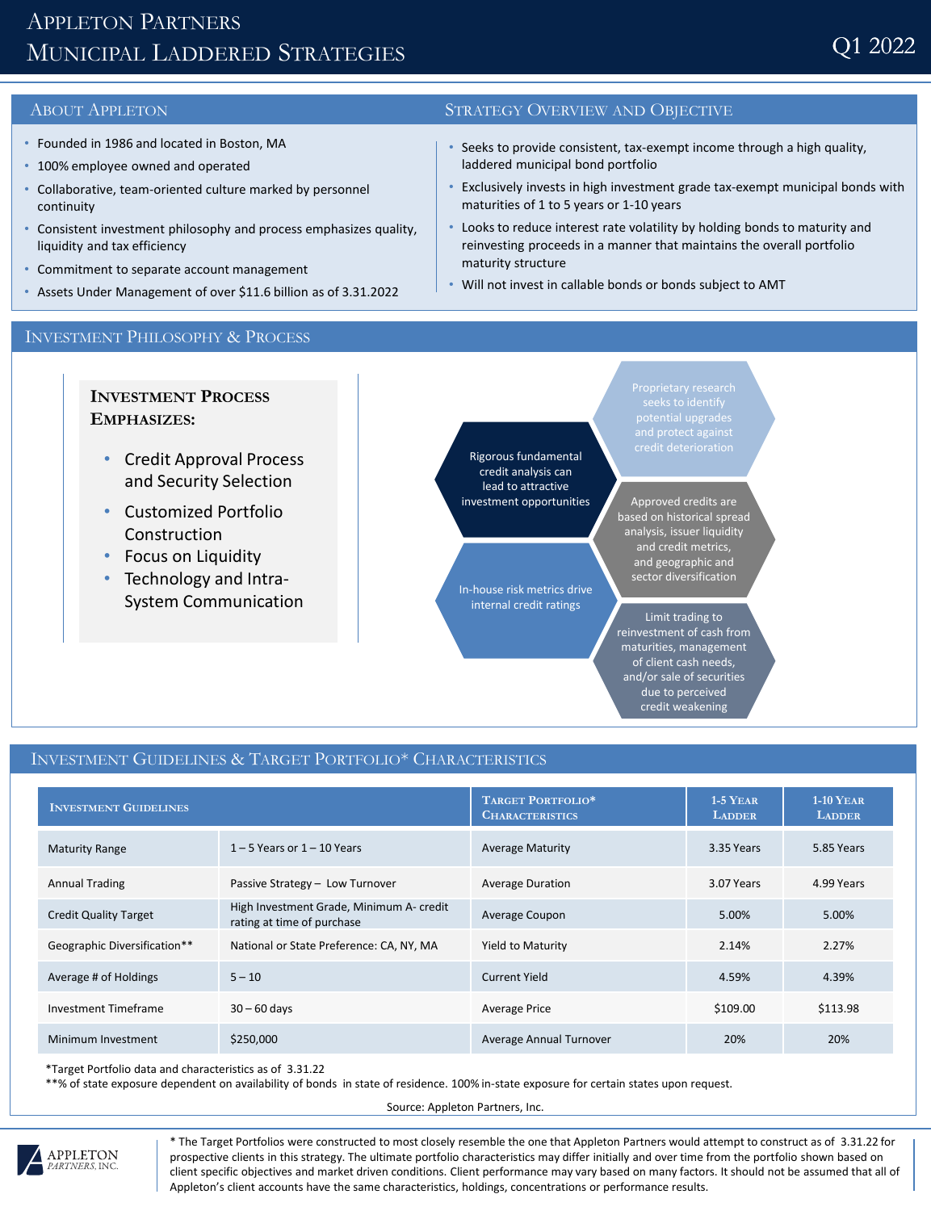# Appleton Partners
# Municipal Laddered Strategies

Q1 2022

## About Appleton

- Founded in 1986 and located in Boston, MA
- 100% employee owned and operated
- Collaborative, team-oriented culture marked by personnel continuity
- Consistent investment philosophy and process emphasizes quality, liquidity and tax efficiency
- Commitment to separate account management
- Assets Under Management of over $11.6 billion as of 3.31.2022

## Strategy Overview and Objective

- Seeks to provide consistent, tax-exempt income through a high quality, laddered municipal bond portfolio
- Exclusively invests in high investment grade tax-exempt municipal bonds with maturities of 1 to 5 years or 1-10 years
- Looks to reduce interest rate volatility by holding bonds to maturity and reinvesting proceeds in a manner that maintains the overall portfolio maturity structure
- Will not invest in callable bonds or bonds subject to AMT

## Investment Philosophy & Process

### Investment Process Emphasizes:

- Credit Approval Process and Security Selection
- Customized Portfolio Construction
- Focus on Liquidity
- Technology and Intra-System Communication

Proprietary research seeks to identify potential upgrades and protect against credit deterioration

Rigorous fundamental credit analysis can lead to attractive investment opportunities

Approved credits are based on historical spread analysis, issuer liquidity and credit metrics, and geographic and sector diversification

In-house risk metrics drive internal credit ratings

Limit trading to reinvestment of cash from maturities, management of client cash needs, and/or sale of securities due to perceived credit weakening

## Investment Guidelines & Target Portfolio* Characteristics

| Investment Guidelines | | Target Portfolio* Characteristics | 1-5 Year Ladder | 1-10 Year Ladder |
|---|---|---|---|---|
| Maturity Range | 1 – 5 Years or 1 – 10 Years | Average Maturity | 3.35 Years | 5.85 Years |
| Annual Trading | Passive Strategy – Low Turnover | Average Duration | 3.07 Years | 4.99 Years |
| Credit Quality Target | High Investment Grade, Minimum A- credit rating at time of purchase | Average Coupon | 5.00% | 5.00% |
| Geographic Diversification** | National or State Preference: CA, NY, MA | Yield to Maturity | 2.14% | 2.27% |
| Average # of Holdings | 5 – 10 | Current Yield | 4.59% | 4.39% |
| Investment Timeframe | 30 – 60 days | Average Price | $109.00 | $113.98 |
| Minimum Investment | $250,000 | Average Annual Turnover | 20% | 20% |

*Target Portfolio data and characteristics as of 3.31.22

**% of state exposure dependent on availability of bonds in state of residence. 100% in-state exposure for certain states upon request.

Source: Appleton Partners, Inc.

Appleton Partners, Inc.

* The Target Portfolios were constructed to most closely resemble the one that Appleton Partners would attempt to construct as of 3.31.22 for prospective clients in this strategy. The ultimate portfolio characteristics may differ initially and over time from the portfolio shown based on client specific objectives and market driven conditions. Client performance may vary based on many factors. It should not be assumed that all of Appleton's client accounts have the same characteristics, holdings, concentrations or performance results.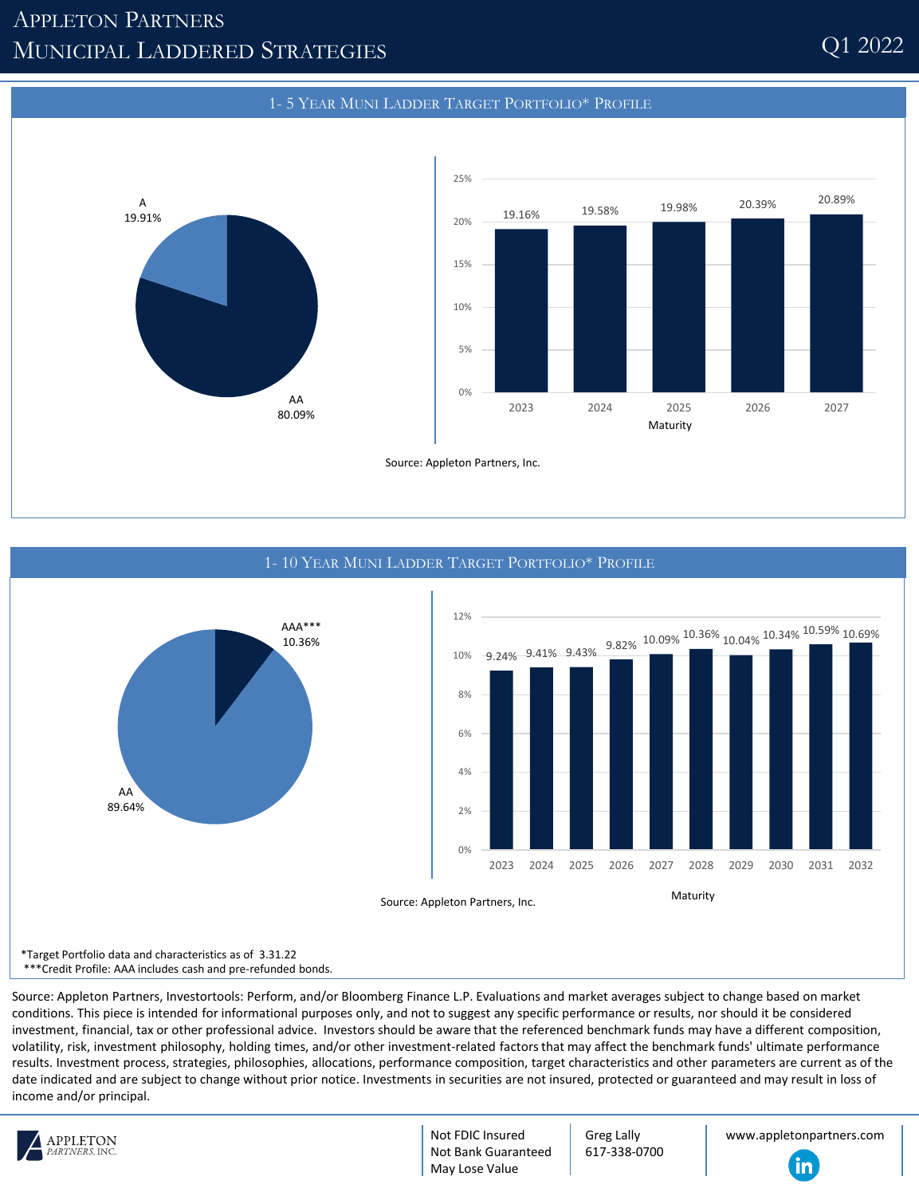# Appleton Partners
# Municipal Laddered Strategies

Q1 2022

## 1- 5 Year Muni Ladder Target Portfolio* Profile

A
19.91%

AA
80.09%

25%
20%
15%
10%
5%
0%

19.16%
19.58%
19.98%
20.39%
20.89%

2023
2024
2025
2026
2027

Maturity

Source: Appleton Partners, Inc.

## 1- 10 Year Muni Ladder Target Portfolio* Profile

AAA***
10.36%

AA
89.64%

12%
10%
8%
6%
4%
2%
0%

9.24%
9.41%
9.43%
9.82%
10.09%
10.36%
10.04%
10.34%
10.59%
10.69%

2023
2024
2025
2026
2027
2028
2029
2030
2031
2032

Maturity

Source: Appleton Partners, Inc.

*Target Portfolio data and characteristics as of 3.31.22
***Credit Profile: AAA includes cash and pre-refunded bonds.

Source: Appleton Partners, Investortools: Perform, and/or Bloomberg Finance L.P. Evaluations and market averages subject to change based on market conditions. This piece is intended for informational purposes only, and not to suggest any specific performance or results, nor should it be considered investment, financial, tax or other professional advice. Investors should be aware that the referenced benchmark funds may have a different composition, volatility, risk, investment philosophy, holding times, and/or other investment-related factors that may affect the benchmark funds' ultimate performance results. Investment process, strategies, philosophies, allocations, performance composition, target characteristics and other parameters are current as of the date indicated and are subject to change without prior notice. Investments in securities are not insured, protected or guaranteed and may result in loss of income and/or principal.

APPLETON PARTNERS, INC.

Not FDIC Insured
Not Bank Guaranteed
May Lose Value

Greg Lally
617-338-0700

www.appletonpartners.com